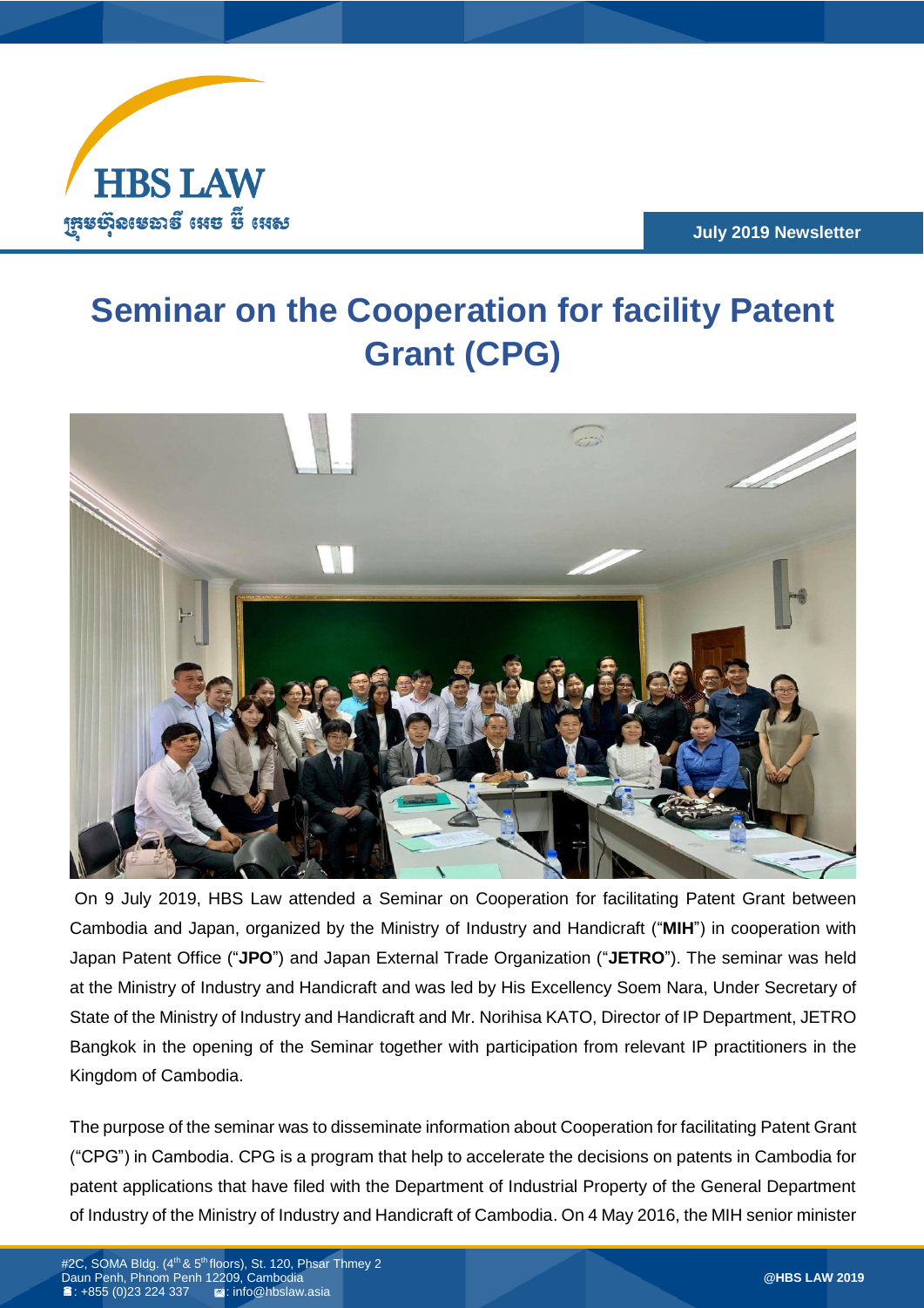# Seminar on the Cooperation for facility Patent Grant (CPG)

On 9 July 2019, HBS Law attended a Seminar on Cooperation for facilitating Patent Grant between Cambodia and Japan, organized by the Ministry of Industry and Handicraft ("**MIH**") in cooperation with Japan Patent Office ("**JPO**") and Japan External Trade Organization ("**JETRO**"). The seminar was held at the Ministry of Industry and Handicraft and was led by His Excellency Soem Nara, Under Secretary of State of the Ministry of Industry and Handicraft and Mr. Norihisa KATO, Director of IP Department, JETRO Bangkok in the opening of the Seminar together with participation from relevant IP practitioners in the Kingdom of Cambodia.

The purpose of the seminar was to disseminate information about Cooperation for facilitating Patent Grant ("CPG") in Cambodia. CPG is a program that help to accelerate the decisions on patents in Cambodia for patent applications that have filed with the Department of Industrial Property of the General Department of Industry of the Ministry of Industry and Handicraft of Cambodia. On 4 May 2016, the MIH senior minister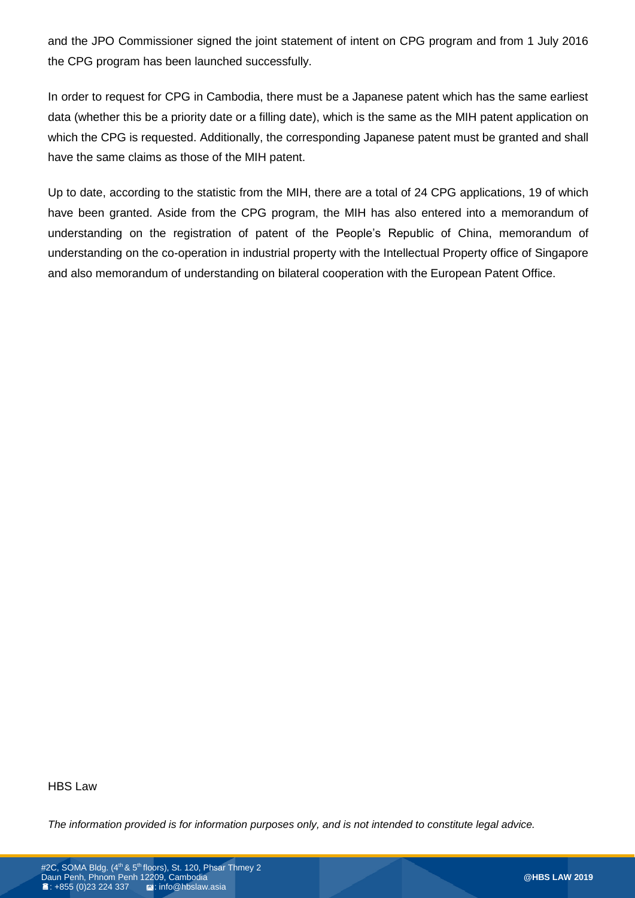and the JPO Commissioner signed the joint statement of intent on CPG program and from 1 July 2016 the CPG program has been launched successfully.

In order to request for CPG in Cambodia, there must be a Japanese patent which has the same earliest data (whether this be a priority date or a filling date), which is the same as the MIH patent application on which the CPG is requested. Additionally, the corresponding Japanese patent must be granted and shall have the same claims as those of the MIH patent.

Up to date, according to the statistic from the MIH, there are a total of 24 CPG applications, 19 of which have been granted. Aside from the CPG program, the MIH has also entered into a memorandum of understanding on the registration of patent of the People's Republic of China, memorandum of understanding on the co-operation in industrial property with the Intellectual Property office of Singapore and also memorandum of understanding on bilateral cooperation with the European Patent Office.

HBS Law

*The information provided is for information purposes only, and is not intended to constitute legal advice.*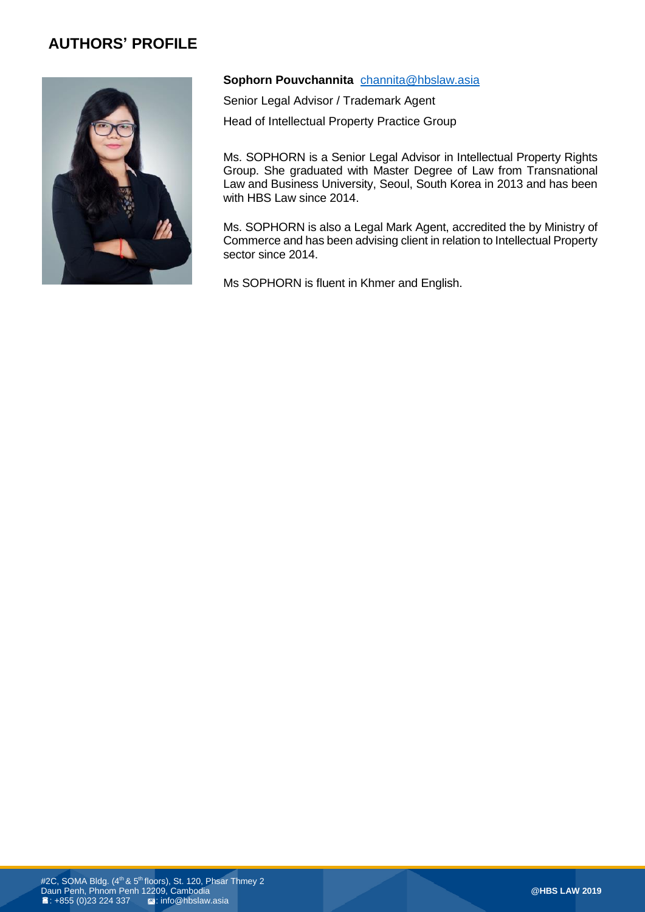## AUTHORS' PROFILE

**Sophorn Pouvchannita** channita@hbslaw.asia

Senior Legal Advisor / Trademark Agent

Head of Intellectual Property Practice Group

Ms. SOPHORN is a Senior Legal Advisor in Intellectual Property Rights Group. She graduated with Master Degree of Law from Transnational Law and Business University, Seoul, South Korea in 2013 and has been with HBS Law since 2014.

Ms. SOPHORN is also a Legal Mark Agent, accredited the by Ministry of Commerce and has been advising client in relation to Intellectual Property sector since 2014.

Ms SOPHORN is fluent in Khmer and English.